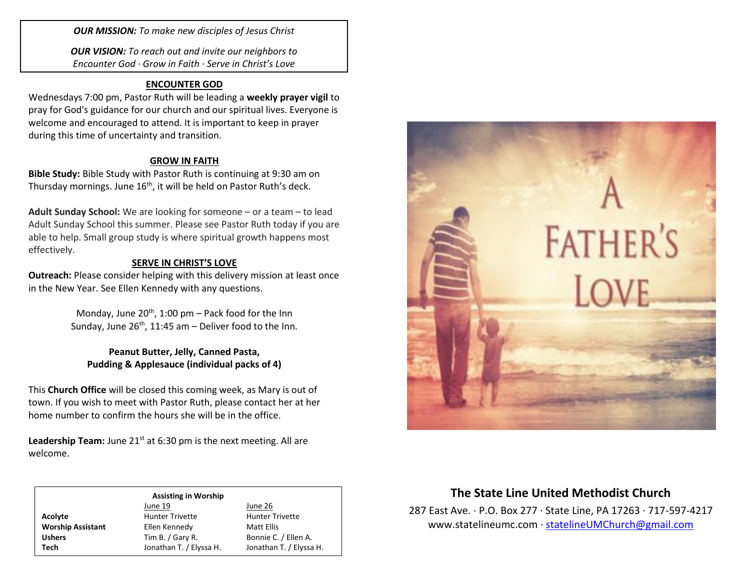***OUR MISSION:*** *To make new disciples of Jesus Christ*

***OUR VISION:*** *To reach out and invite our neighbors to Encounter God · Grow in Faith · Serve in Christ's Love*

## ENCOUNTER GOD

Wednesdays 7:00 pm, Pastor Ruth will be leading a **weekly prayer vigil** to pray for God's guidance for our church and our spiritual lives. Everyone is welcome and encouraged to attend. It is important to keep in prayer during this time of uncertainty and transition.

## GROW IN FAITH

**Bible Study:** Bible Study with Pastor Ruth is continuing at 9:30 am on Thursday mornings. June 16th, it will be held on Pastor Ruth's deck.

**Adult Sunday School:** We are looking for someone – or a team – to lead Adult Sunday School this summer. Please see Pastor Ruth today if you are able to help. Small group study is where spiritual growth happens most effectively.

## SERVE IN CHRIST'S LOVE

**Outreach:** Please consider helping with this delivery mission at least once in the New Year. See Ellen Kennedy with any questions.

Monday, June 20th, 1:00 pm – Pack food for the Inn
Sunday, June 26th, 11:45 am – Deliver food to the Inn.

**Peanut Butter, Jelly, Canned Pasta, Pudding & Applesauce (individual packs of 4)**

This **Church Office** will be closed this coming week, as Mary is out of town. If you wish to meet with Pastor Ruth, please contact her at her home number to confirm the hours she will be in the office.

**Leadership Team:** June 21st at 6:30 pm is the next meeting. All are welcome.

**Assisting in Worship**

| | June 19 | June 26 |
|---|---|---|
| **Acolyte** | Hunter Trivette | Hunter Trivette |
| **Worship Assistant** | Ellen Kennedy | Matt Ellis |
| **Ushers** | Tim B. / Gary R. | Bonnie C. / Ellen A. |
| **Tech** | Jonathan T. / Elyssa H. | Jonathan T. / Elyssa H. |

A FATHER'S LOVE

## The State Line United Methodist Church

287 East Ave. · P.O. Box 277 · State Line, PA 17263 · 717-597-4217
www.statelineumc.com · statelineUMChurch@gmail.com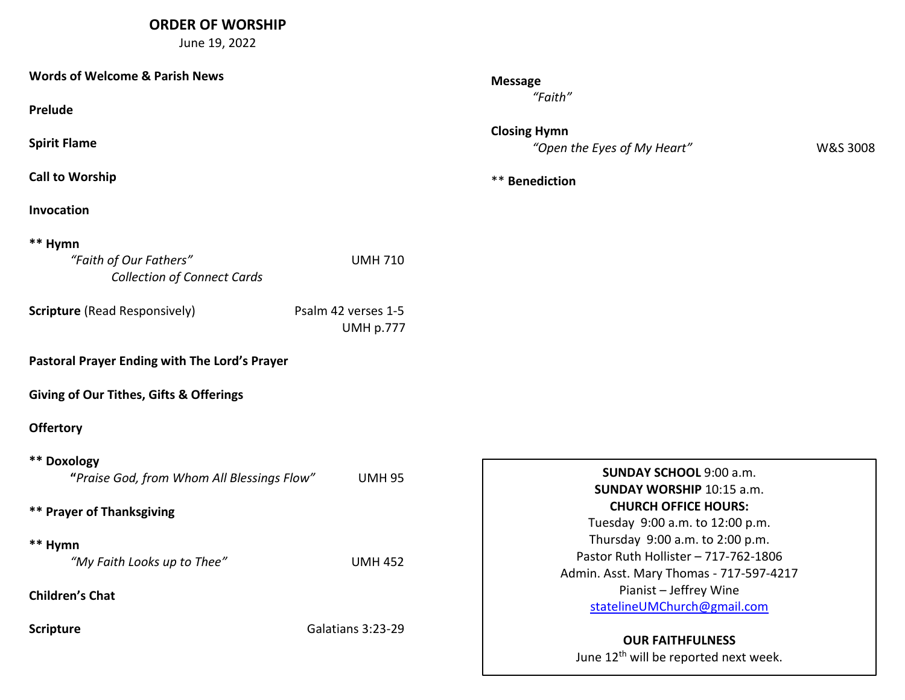## ORDER OF WORSHIP

June 19, 2022

**Words of Welcome & Parish News**

**Prelude**

**Spirit Flame**

**Call to Worship**

**Invocation**

** **Hymn**
*"Faith of Our Fathers"* UMH 710
*Collection of Connect Cards*

**Scripture** (Read Responsively) Psalm 42 verses 1-5
UMH p.777

**Pastoral Prayer Ending with The Lord's Prayer**

**Giving of Our Tithes, Gifts & Offerings**

**Offertory**

** **Doxology**
**"***Praise God, from Whom All Blessings Flow"* UMH 95

** **Prayer of Thanksgiving**

** **Hymn**
*"My Faith Looks up to Thee"* UMH 452

**Children's Chat**

**Scripture** Galatians 3:23-29

**Message**
*"Faith"*

**Closing Hymn**
*"Open the Eyes of My Heart"* W&S 3008

** **Benediction**

---

**SUNDAY SCHOOL** 9:00 a.m.
**SUNDAY WORSHIP** 10:15 a.m.
**CHURCH OFFICE HOURS:**
Tuesday 9:00 a.m. to 12:00 p.m.
Thursday 9:00 a.m. to 2:00 p.m.
Pastor Ruth Hollister – 717-762-1806
Admin. Asst. Mary Thomas - 717-597-4217
Pianist – Jeffrey Wine
statelineUMChurch@gmail.com

**OUR FAITHFULNESS**
June 12th will be reported next week.